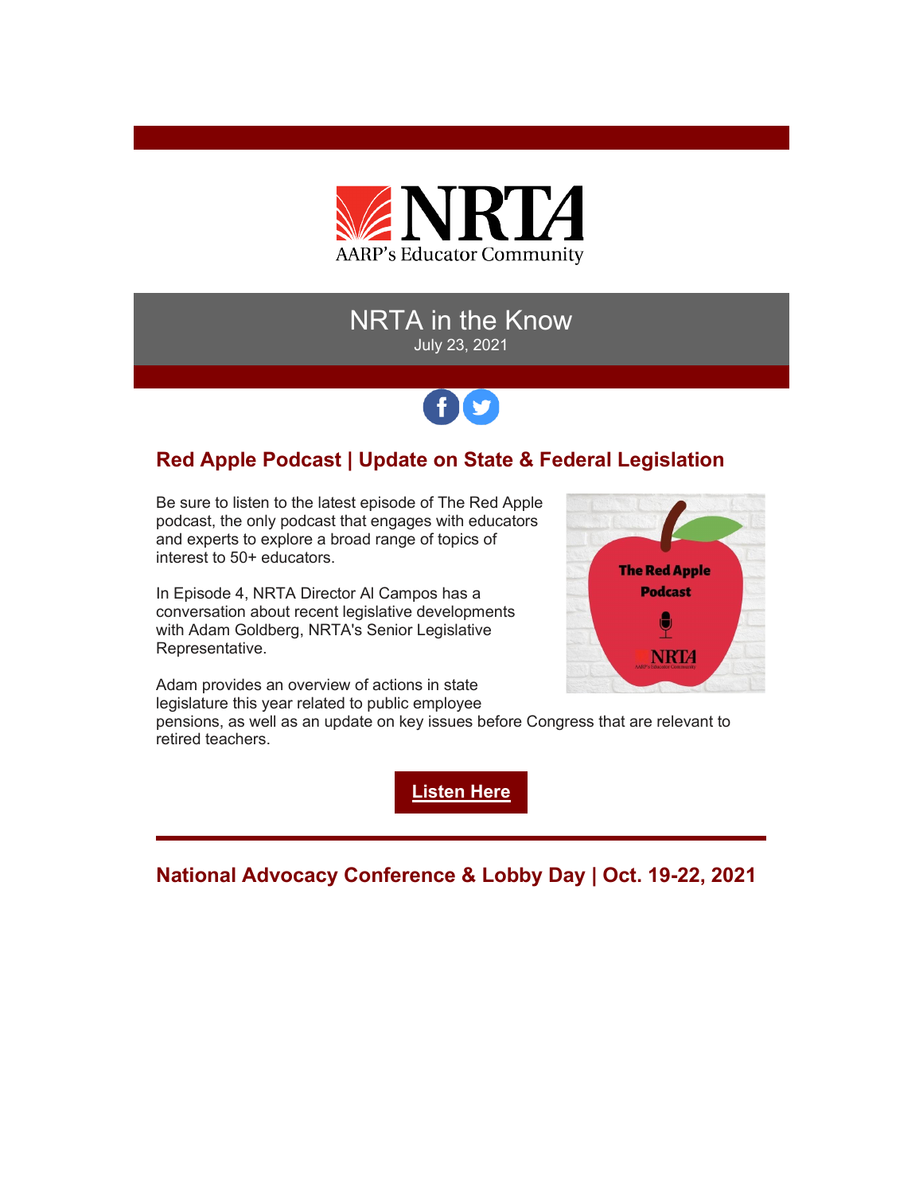NRTA

AARP's Educator Community

# NRTA in the Know

July 23, 2021

## Red Apple Podcast | Update on State & Federal Legislation

Be sure to listen to the latest episode of The Red Apple podcast, the only podcast that engages with educators and experts to explore a broad range of topics of interest to 50+ educators.

In Episode 4, NRTA Director Al Campos has a conversation about recent legislative developments with Adam Goldberg, NRTA's Senior Legislative Representative.

Adam provides an overview of actions in state legislature this year related to public employee pensions, as well as an update on key issues before Congress that are relevant to retired teachers.

**Listen Here**

## National Advocacy Conference & Lobby Day | Oct. 19-22, 2021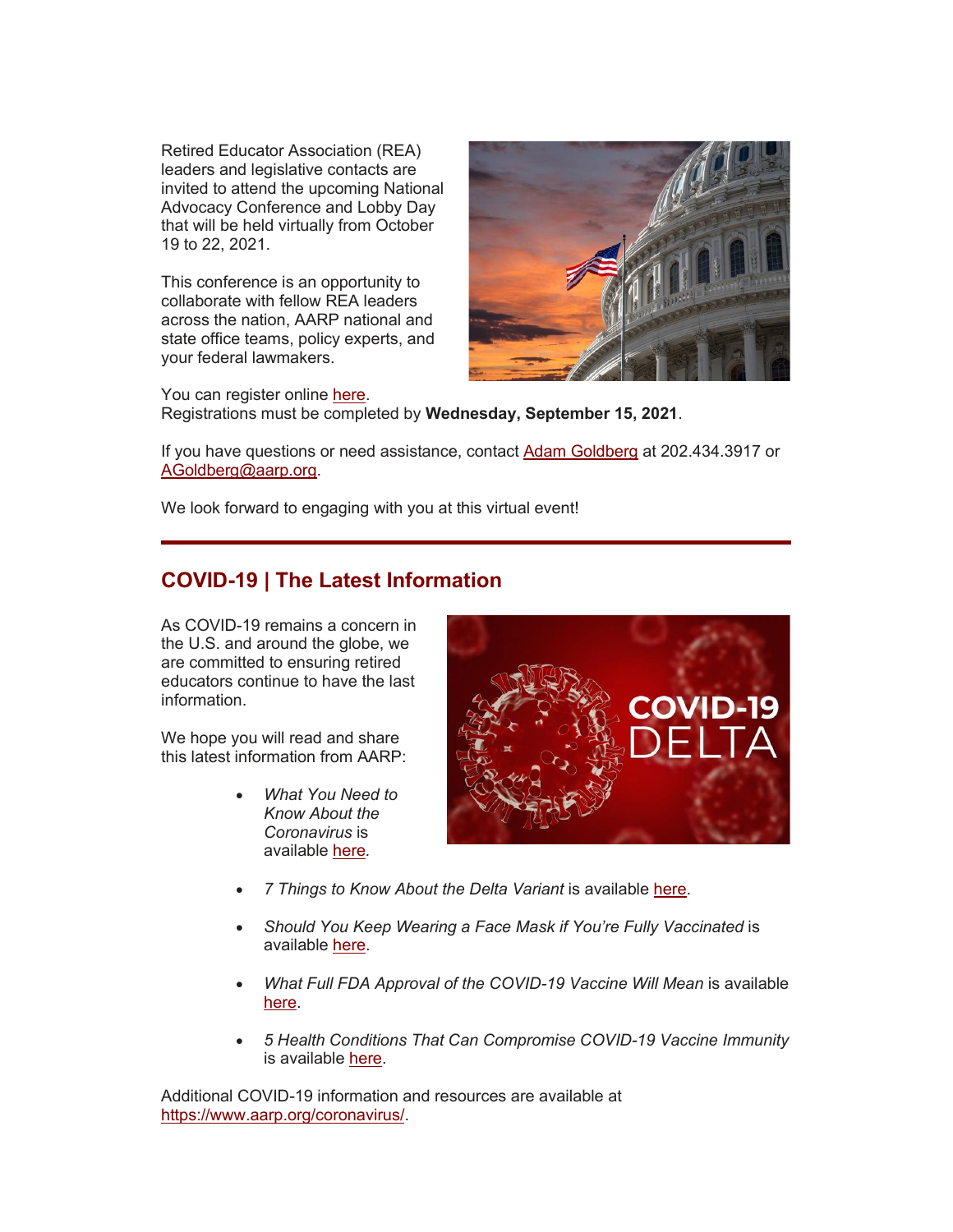Retired Educator Association (REA) leaders and legislative contacts are invited to attend the upcoming National Advocacy Conference and Lobby Day that will be held virtually from October 19 to 22, 2021.

This conference is an opportunity to collaborate with fellow REA leaders across the nation, AARP national and state office teams, policy experts, and your federal lawmakers.

You can register online here.
Registrations must be completed by **Wednesday, September 15, 2021**.

If you have questions or need assistance, contact Adam Goldberg at 202.434.3917 or AGoldberg@aarp.org.

We look forward to engaging with you at this virtual event!

## COVID-19 | The Latest Information

As COVID-19 remains a concern in the U.S. and around the globe, we are committed to ensuring retired educators continue to have the last information.

We hope you will read and share this latest information from AARP:

- *What You Need to Know About the Coronavirus* is available here*.*
- *7 Things to Know About the Delta Variant* is available here.
- *Should You Keep Wearing a Face Mask if You're Fully Vaccinated* is available here.
- *What Full FDA Approval of the COVID-19 Vaccine Will Mean* is available here.
- *5 Health Conditions That Can Compromise COVID-19 Vaccine Immunity* is available here.

Additional COVID-19 information and resources are available at https://www.aarp.org/coronavirus/.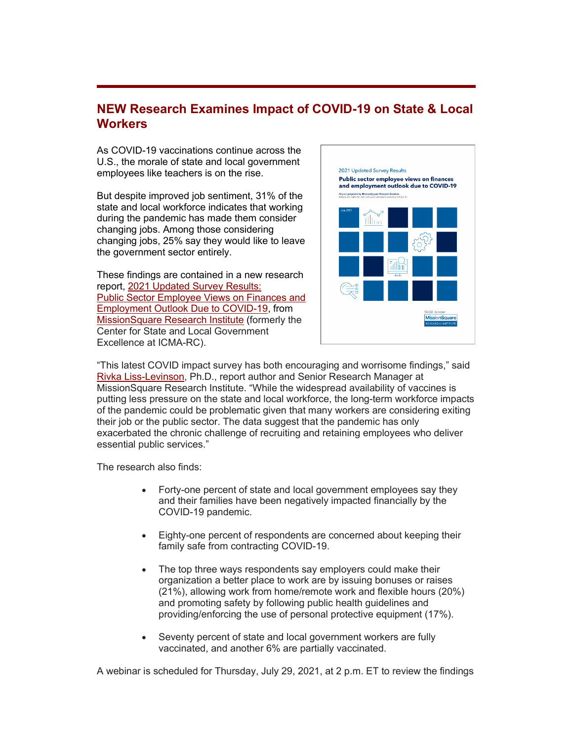## NEW Research Examines Impact of COVID-19 on State & Local Workers

As COVID-19 vaccinations continue across the U.S., the morale of state and local government employees like teachers is on the rise.

But despite improved job sentiment, 31% of the state and local workforce indicates that working during the pandemic has made them consider changing jobs. Among those considering changing jobs, 25% say they would like to leave the government sector entirely.

These findings are contained in a new research report, 2021 Updated Survey Results: Public Sector Employee Views on Finances and Employment Outlook Due to COVID-19, from MissionSquare Research Institute (formerly the Center for State and Local Government Excellence at ICMA-RC).

"This latest COVID impact survey has both encouraging and worrisome findings," said Rivka Liss-Levinson, Ph.D., report author and Senior Research Manager at MissionSquare Research Institute. "While the widespread availability of vaccines is putting less pressure on the state and local workforce, the long-term workforce impacts of the pandemic could be problematic given that many workers are considering exiting their job or the public sector. The data suggest that the pandemic has only exacerbated the chronic challenge of recruiting and retaining employees who deliver essential public services."

The research also finds:

- Forty-one percent of state and local government employees say they and their families have been negatively impacted financially by the COVID-19 pandemic.
- Eighty-one percent of respondents are concerned about keeping their family safe from contracting COVID-19.
- The top three ways respondents say employers could make their organization a better place to work are by issuing bonuses or raises (21%), allowing work from home/remote work and flexible hours (20%) and promoting safety by following public health guidelines and providing/enforcing the use of personal protective equipment (17%).
- Seventy percent of state and local government workers are fully vaccinated, and another 6% are partially vaccinated.

A webinar is scheduled for Thursday, July 29, 2021, at 2 p.m. ET to review the findings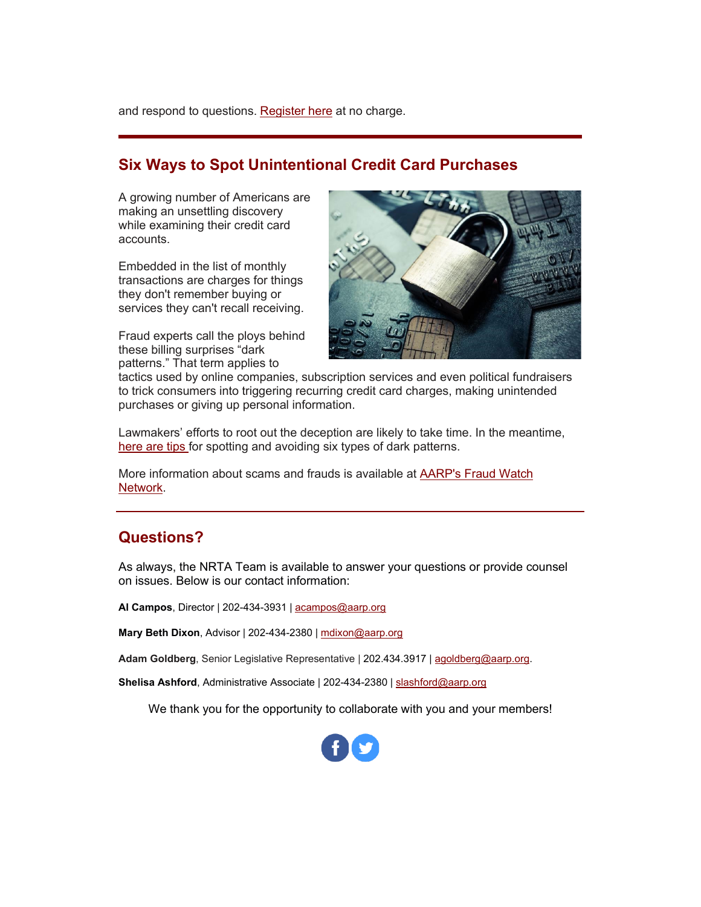and respond to questions. Register here at no charge.

## Six Ways to Spot Unintentional Credit Card Purchases

A growing number of Americans are making an unsettling discovery while examining their credit card accounts.

Embedded in the list of monthly transactions are charges for things they don't remember buying or services they can't recall receiving.

Fraud experts call the ploys behind these billing surprises “dark patterns.” That term applies to tactics used by online companies, subscription services and even political fundraisers to trick consumers into triggering recurring credit card charges, making unintended purchases or giving up personal information.

Lawmakers’ efforts to root out the deception are likely to take time. In the meantime, here are tips for spotting and avoiding six types of dark patterns.

More information about scams and frauds is available at AARP's Fraud Watch Network.

## Questions?

As always, the NRTA Team is available to answer your questions or provide counsel on issues. Below is our contact information:

**Al Campos**, Director | 202-434-3931 | acampos@aarp.org

**Mary Beth Dixon**, Advisor | 202-434-2380 | mdixon@aarp.org

**Adam Goldberg**, Senior Legislative Representative | 202.434.3917 | agoldberg@aarp.org.

**Shelisa Ashford**, Administrative Associate | 202-434-2380 | slashford@aarp.org

We thank you for the opportunity to collaborate with you and your members!